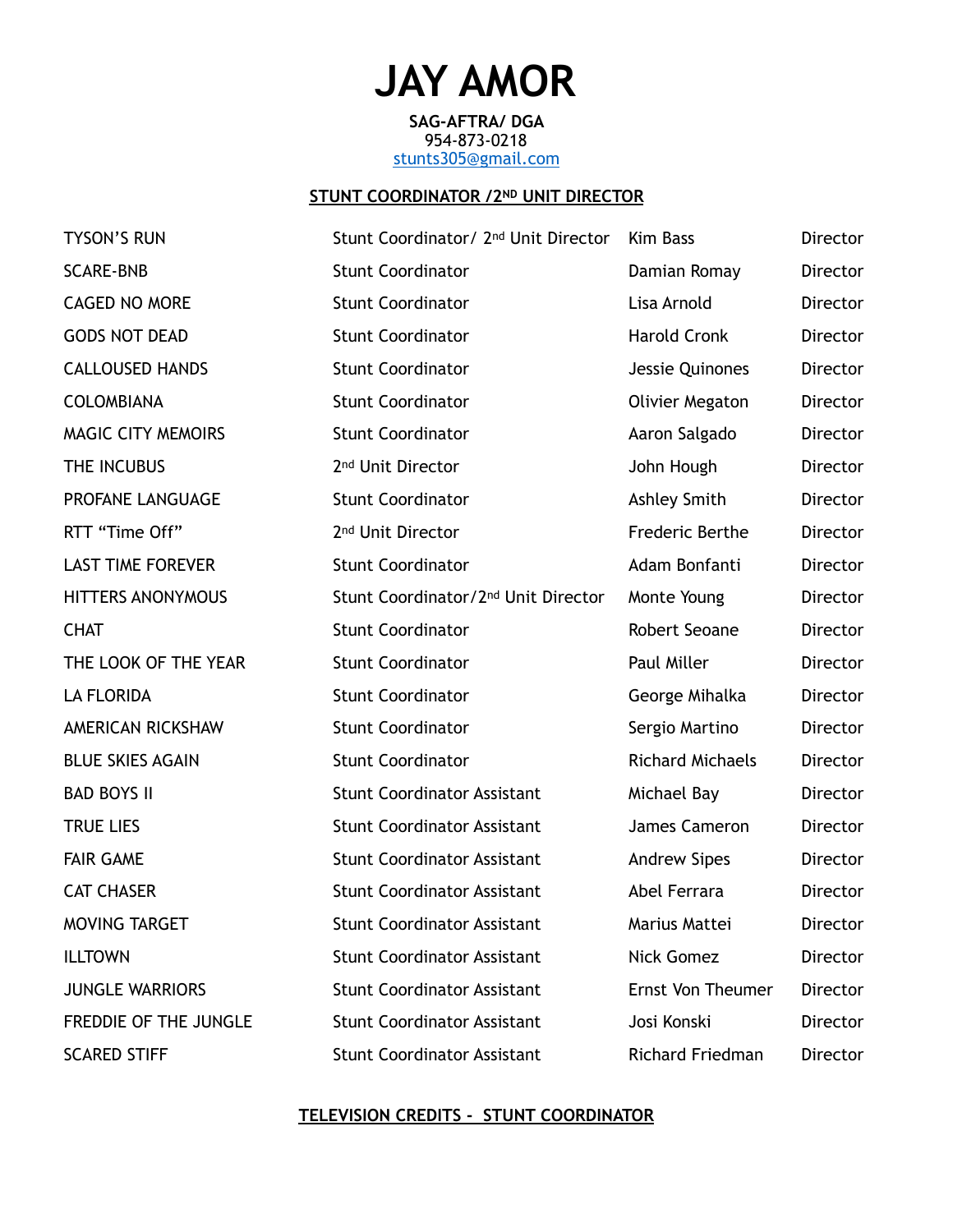# JAY AMOR

**SAG-AFTRA/ DGA**
954-873-0218
stunts305@gmail.com

## STUNT COORDINATOR /2ND UNIT DIRECTOR

| | | | |
|---|---|---|---|
| TYSON'S RUN | Stunt Coordinator/ 2nd Unit Director | Kim Bass | Director |
| SCARE-BNB | Stunt Coordinator | Damian Romay | Director |
| CAGED NO MORE | Stunt Coordinator | Lisa Arnold | Director |
| GODS NOT DEAD | Stunt Coordinator | Harold Cronk | Director |
| CALLOUSED HANDS | Stunt Coordinator | Jessie Quinones | Director |
| COLOMBIANA | Stunt Coordinator | Olivier Megaton | Director |
| MAGIC CITY MEMOIRS | Stunt Coordinator | Aaron Salgado | Director |
| THE INCUBUS | 2nd Unit Director | John Hough | Director |
| PROFANE LANGUAGE | Stunt Coordinator | Ashley Smith | Director |
| RTT "Time Off" | 2nd Unit Director | Frederic Berthe | Director |
| LAST TIME FOREVER | Stunt Coordinator | Adam Bonfanti | Director |
| HITTERS ANONYMOUS | Stunt Coordinator/2nd Unit Director | Monte Young | Director |
| CHAT | Stunt Coordinator | Robert Seoane | Director |
| THE LOOK OF THE YEAR | Stunt Coordinator | Paul Miller | Director |
| LA FLORIDA | Stunt Coordinator | George Mihalka | Director |
| AMERICAN RICKSHAW | Stunt Coordinator | Sergio Martino | Director |
| BLUE SKIES AGAIN | Stunt Coordinator | Richard Michaels | Director |
| BAD BOYS II | Stunt Coordinator Assistant | Michael Bay | Director |
| TRUE LIES | Stunt Coordinator Assistant | James Cameron | Director |
| FAIR GAME | Stunt Coordinator Assistant | Andrew Sipes | Director |
| CAT CHASER | Stunt Coordinator Assistant | Abel Ferrara | Director |
| MOVING TARGET | Stunt Coordinator Assistant | Marius Mattei | Director |
| ILLTOWN | Stunt Coordinator Assistant | Nick Gomez | Director |
| JUNGLE WARRIORS | Stunt Coordinator Assistant | Ernst Von Theumer | Director |
| FREDDIE OF THE JUNGLE | Stunt Coordinator Assistant | Josi Konski | Director |
| SCARED STIFF | Stunt Coordinator Assistant | Richard Friedman | Director |

## TELEVISION CREDITS - STUNT COORDINATOR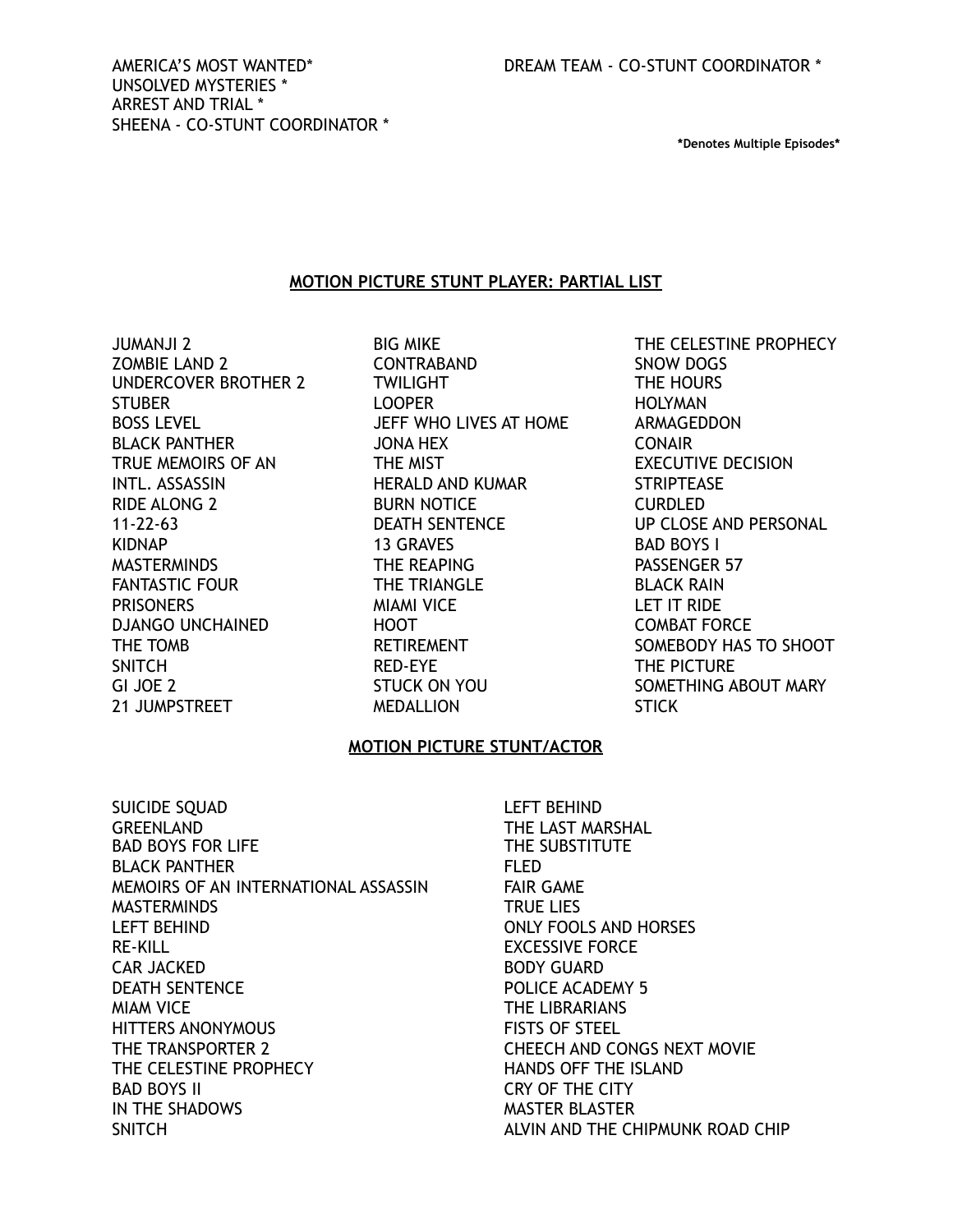AMERICA'S MOST WANTED*
UNSOLVED MYSTERIES *
ARREST AND TRIAL *
SHEENA - CO-STUNT COORDINATOR *
DREAM TEAM - CO-STUNT COORDINATOR *

**\*Denotes Multiple Episodes\***

## MOTION PICTURE STUNT PLAYER: PARTIAL LIST

JUMANJI 2
ZOMBIE LAND 2
UNDERCOVER BROTHER 2
STUBER
BOSS LEVEL
BLACK PANTHER
TRUE MEMOIRS OF AN
INTL. ASSASSIN
RIDE ALONG 2
11-22-63
KIDNAP
MASTERMINDS
FANTASTIC FOUR
PRISONERS
DJANGO UNCHAINED
THE TOMB
SNITCH
GI JOE 2
21 JUMPSTREET
BIG MIKE
CONTRABAND
TWILIGHT
LOOPER
JEFF WHO LIVES AT HOME
JONA HEX
THE MIST
HERALD AND KUMAR
BURN NOTICE
DEATH SENTENCE
13 GRAVES
THE REAPING
THE TRIANGLE
MIAMI VICE
HOOT
RETIREMENT
RED-EYE
STUCK ON YOU
MEDALLION
THE CELESTINE PROPHECY
SNOW DOGS
THE HOURS
HOLYMAN
ARMAGEDDON
CONAIR
EXECUTIVE DECISION
STRIPTEASE
CURDLED
UP CLOSE AND PERSONAL
BAD BOYS I
PASSENGER 57
BLACK RAIN
LET IT RIDE
COMBAT FORCE
SOMEBODY HAS TO SHOOT
THE PICTURE
SOMETHING ABOUT MARY
STICK

## MOTION PICTURE STUNT/ACTOR

SUICIDE SQUAD
GREENLAND
BAD BOYS FOR LIFE
BLACK PANTHER
MEMOIRS OF AN INTERNATIONAL ASSASSIN
MASTERMINDS
LEFT BEHIND
RE-KILL
CAR JACKED
DEATH SENTENCE
MIAM VICE
HITTERS ANONYMOUS
THE TRANSPORTER 2
THE CELESTINE PROPHECY
BAD BOYS II
IN THE SHADOWS
SNITCH
LEFT BEHIND
THE LAST MARSHAL
THE SUBSTITUTE
FLED
FAIR GAME
TRUE LIES
ONLY FOOLS AND HORSES
EXCESSIVE FORCE
BODY GUARD
POLICE ACADEMY 5
THE LIBRARIANS
FISTS OF STEEL
CHEECH AND CONGS NEXT MOVIE
HANDS OFF THE ISLAND
CRY OF THE CITY
MASTER BLASTER
ALVIN AND THE CHIPMUNK ROAD CHIP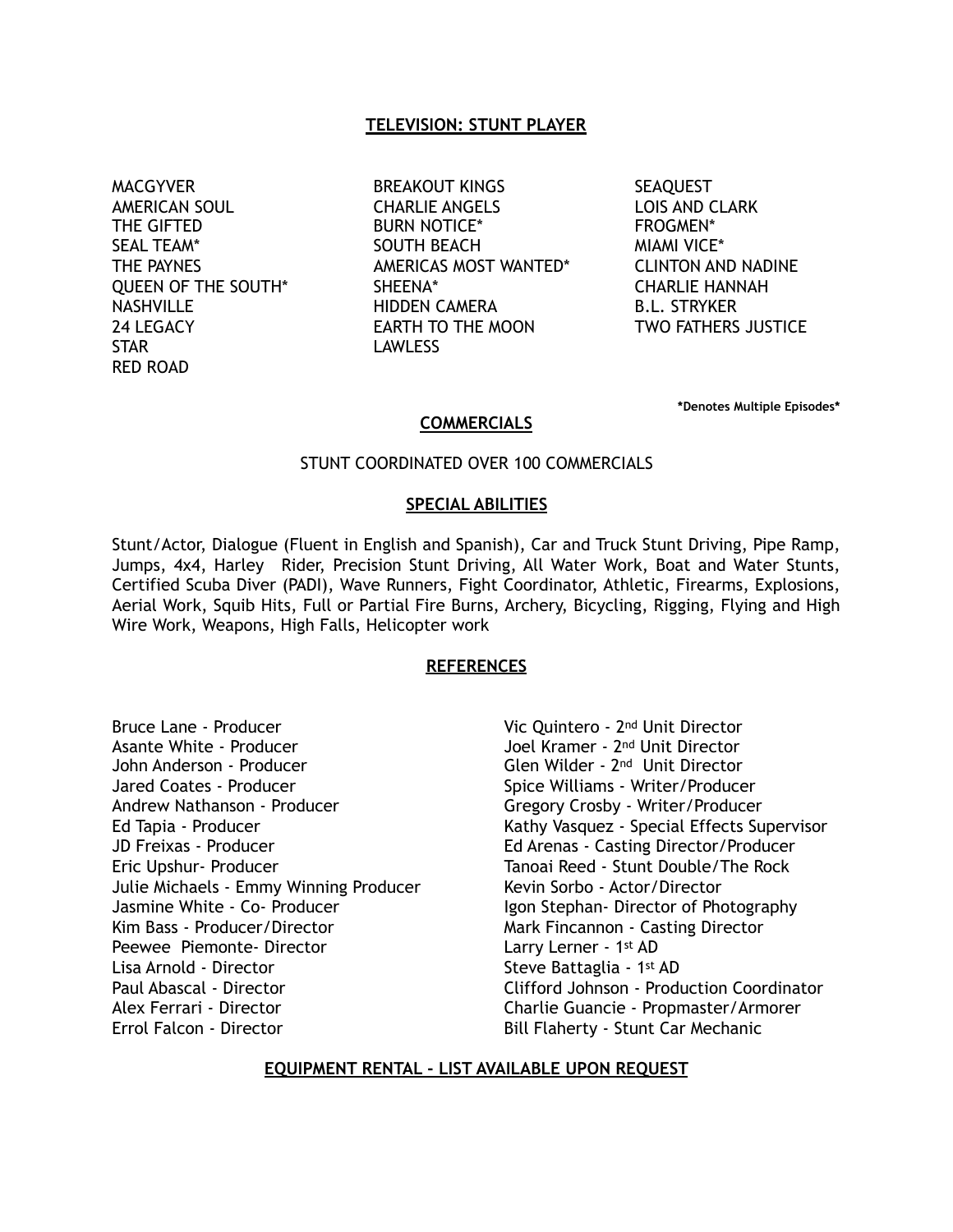## TELEVISION: STUNT PLAYER

MACGYVER
AMERICAN SOUL
THE GIFTED
SEAL TEAM*
THE PAYNES
QUEEN OF THE SOUTH*
NASHVILLE
24 LEGACY
STAR
RED ROAD

BREAKOUT KINGS
CHARLIE ANGELS
BURN NOTICE*
SOUTH BEACH
AMERICAS MOST WANTED*
SHEENA*
HIDDEN CAMERA
EARTH TO THE MOON
LAWLESS

SEAQUEST
LOIS AND CLARK
FROGMEN*
MIAMI VICE*
CLINTON AND NADINE
CHARLIE HANNAH
B.L. STRYKER
TWO FATHERS JUSTICE

**\*Denotes Multiple Episodes\***

## COMMERCIALS

STUNT COORDINATED OVER 100 COMMERCIALS

## SPECIAL ABILITIES

Stunt/Actor, Dialogue (Fluent in English and Spanish), Car and Truck Stunt Driving, Pipe Ramp, Jumps, 4x4, Harley Rider, Precision Stunt Driving, All Water Work, Boat and Water Stunts, Certified Scuba Diver (PADI), Wave Runners, Fight Coordinator, Athletic, Firearms, Explosions, Aerial Work, Squib Hits, Full or Partial Fire Burns, Archery, Bicycling, Rigging, Flying and High Wire Work, Weapons, High Falls, Helicopter work

## REFERENCES

Bruce Lane - Producer
Asante White - Producer
John Anderson - Producer
Jared Coates - Producer
Andrew Nathanson - Producer
Ed Tapia - Producer
JD Freixas - Producer
Eric Upshur- Producer
Julie Michaels - Emmy Winning Producer
Jasmine White - Co- Producer
Kim Bass - Producer/Director
Peewee Piemonte- Director
Lisa Arnold - Director
Paul Abascal - Director
Alex Ferrari - Director
Errol Falcon - Director

Vic Quintero - 2nd Unit Director
Joel Kramer - 2nd Unit Director
Glen Wilder - 2nd Unit Director
Spice Williams - Writer/Producer
Gregory Crosby - Writer/Producer
Kathy Vasquez - Special Effects Supervisor
Ed Arenas - Casting Director/Producer
Tanoai Reed - Stunt Double/The Rock
Kevin Sorbo - Actor/Director
Igon Stephan- Director of Photography
Mark Fincannon - Casting Director
Larry Lerner - 1st AD
Steve Battaglia - 1st AD
Clifford Johnson - Production Coordinator
Charlie Guancie - Propmaster/Armorer
Bill Flaherty - Stunt Car Mechanic

## EQUIPMENT RENTAL – LIST AVAILABLE UPON REQUEST